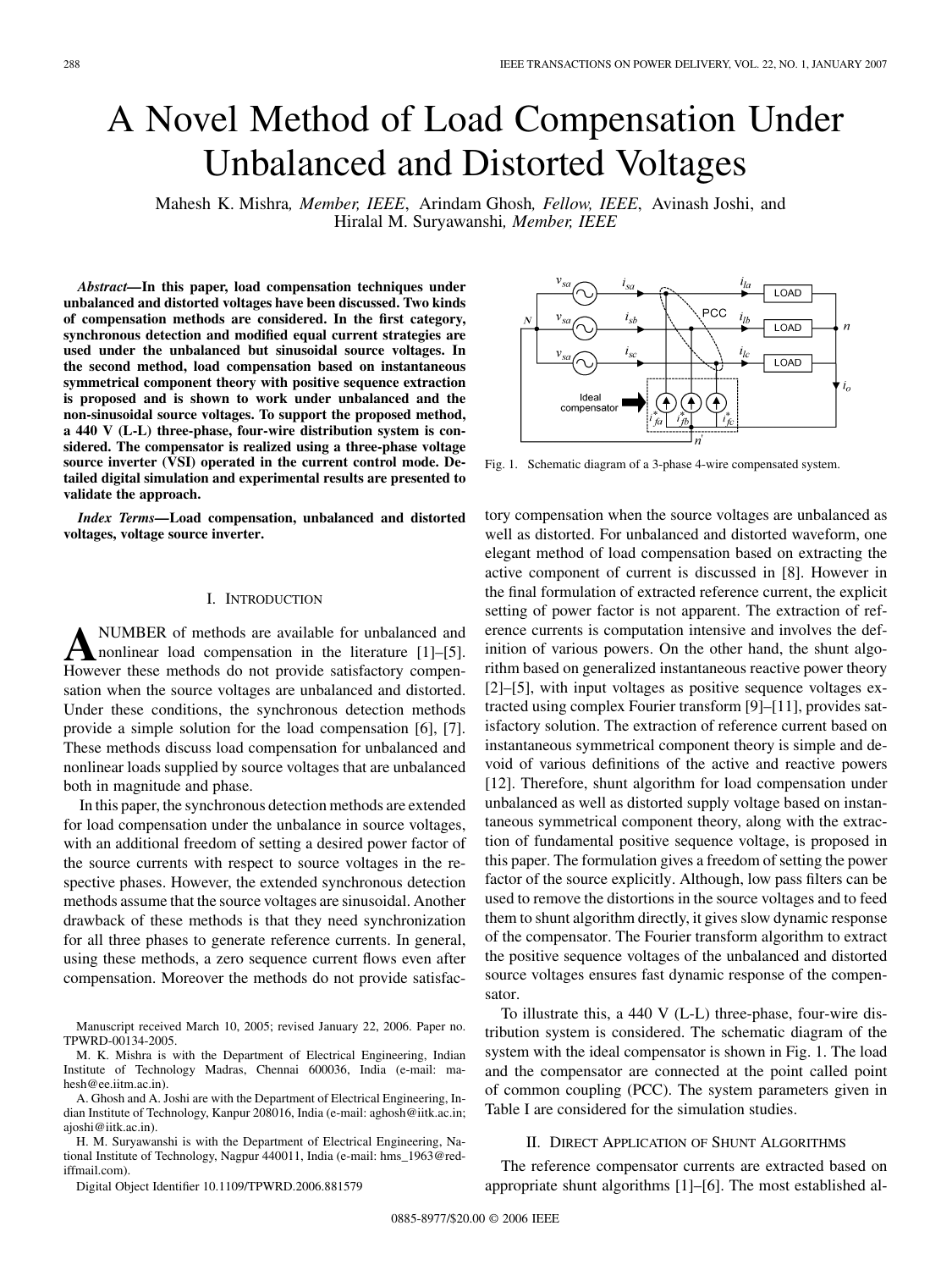# A Novel Method of Load Compensation Under Unbalanced and Distorted Voltages

Mahesh K. Mishra, *Member, IEEE*, Arindam Ghosh, *Fellow, IEEE*, Avinash Joshi, and Hiralal M. Suryawanshi, *Member, IEEE*

***Abstract*—In this paper, load compensation techniques under unbalanced and distorted voltages have been discussed. Two kinds of compensation methods are considered. In the first category, synchronous detection and modified equal current strategies are used under the unbalanced but sinusoidal source voltages. In the second method, load compensation based on instantaneous symmetrical component theory with positive sequence extraction is proposed and is shown to work under unbalanced and the non-sinusoidal source voltages. To support the proposed method, a 440 V (L-L) three-phase, four-wire distribution system is considered. The compensator is realized using a three-phase voltage source inverter (VSI) operated in the current control mode. Detailed digital simulation and experimental results are presented to validate the approach.**

***Index Terms*—Load compensation, unbalanced and distorted voltages, voltage source inverter.**

## I. Introduction

A NUMBER of methods are available for unbalanced and nonlinear load compensation in the literature [1]–[5]. However these methods do not provide satisfactory compensation when the source voltages are unbalanced and distorted. Under these conditions, the synchronous detection methods provide a simple solution for the load compensation [6], [7]. These methods discuss load compensation for unbalanced and nonlinear loads supplied by source voltages that are unbalanced both in magnitude and phase.

In this paper, the synchronous detection methods are extended for load compensation under the unbalance in source voltages, with an additional freedom of setting a desired power factor of the source currents with respect to source voltages in the respective phases. However, the extended synchronous detection methods assume that the source voltages are sinusoidal. Another drawback of these methods is that they need synchronization for all three phases to generate reference currents. In general, using these methods, a zero sequence current flows even after compensation. Moreover the methods do not provide satisfactory compensation when the source voltages are unbalanced as well as distorted. For unbalanced and distorted waveform, one elegant method of load compensation based on extracting the active component of current is discussed in [8]. However in the final formulation of extracted reference current, the explicit setting of power factor is not apparent. The extraction of reference currents is computation intensive and involves the definition of various powers. On the other hand, the shunt algorithm based on generalized instantaneous reactive power theory [2]–[5], with input voltages as positive sequence voltages extracted using complex Fourier transform [9]–[11], provides satisfactory solution. The extraction of reference current based on instantaneous symmetrical component theory is simple and devoid of various definitions of the active and reactive powers [12]. Therefore, shunt algorithm for load compensation under unbalanced as well as distorted supply voltage based on instantaneous symmetrical component theory, along with the extraction of fundamental positive sequence voltage, is proposed in this paper. The formulation gives a freedom of setting the power factor of the source explicitly. Although, low pass filters can be used to remove the distortions in the source voltages and to feed them to shunt algorithm directly, it gives slow dynamic response of the compensator. The Fourier transform algorithm to extract the positive sequence voltages of the unbalanced and distorted source voltages ensures fast dynamic response of the compensator.

To illustrate this, a 440 V (L-L) three-phase, four-wire distribution system is considered. The schematic diagram of the system with the ideal compensator is shown in Fig. 1. The load and the compensator are connected at the point called point of common coupling (PCC). The system parameters given in Table I are considered for the simulation studies.

Fig. 1. Schematic diagram of a 3-phase 4-wire compensated system.

Manuscript received March 10, 2005; revised January 22, 2006. Paper no. TPWRD-00134-2005.

M. K. Mishra is with the Department of Electrical Engineering, Indian Institute of Technology Madras, Chennai 600036, India (e-mail: mahesh@ee.iitm.ac.in).

A. Ghosh and A. Joshi are with the Department of Electrical Engineering, Indian Institute of Technology, Kanpur 208016, India (e-mail: aghosh@iitk.ac.in; ajoshi@iitk.ac.in).

H. M. Suryawanshi is with the Department of Electrical Engineering, National Institute of Technology, Nagpur 440011, India (e-mail: hms_1963@rediffmail.com).

Digital Object Identifier 10.1109/TPWRD.2006.881579

## II. Direct Application of Shunt Algorithms

The reference compensator currents are extracted based on appropriate shunt algorithms [1]–[6]. The most established al-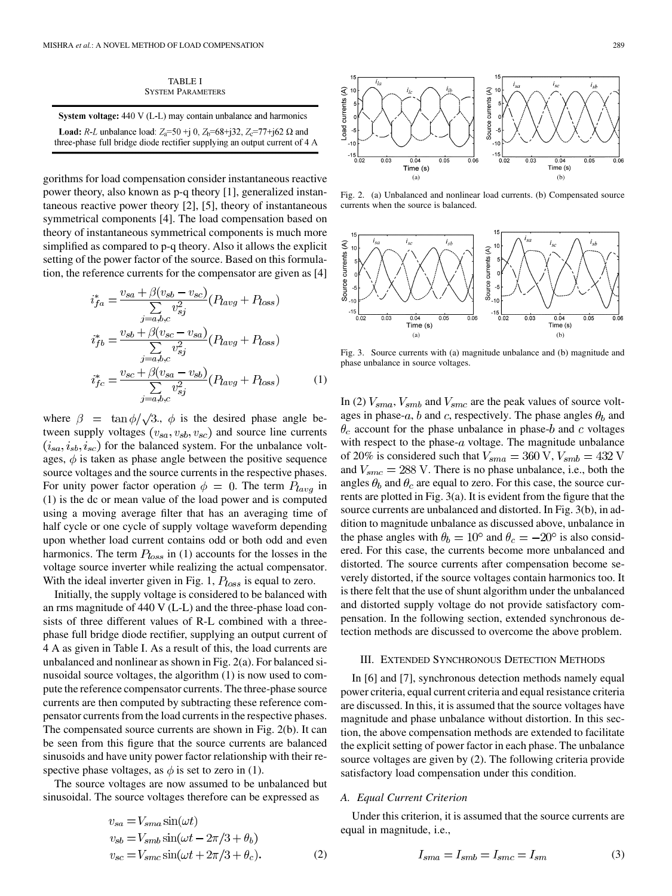TABLE I
SYSTEM PARAMETERS

| |
|---|
| **System voltage:** 440 V (L-L) may contain unbalance and harmonics |
| **Load:** *R-L* unbalance load: $Z_a$=50 +j 0, $Z_b$=68+j32, $Z_c$=77+j62 Ω and three-phase full bridge diode rectifier supplying an output current of 4 A |

gorithms for load compensation consider instantaneous reactive power theory, also known as p-q theory [1], generalized instantaneous reactive power theory [2], [5], theory of instantaneous symmetrical components [4]. The load compensation based on theory of instantaneous symmetrical components is much more simplified as compared to p-q theory. Also it allows the explicit setting of the power factor of the source. Based on this formulation, the reference currents for the compensator are given as [4]

$$
\begin{aligned}
i_{fa}^{*} &= \frac{v_{sa} + \beta(v_{sb} - v_{sc})}{\sum_{j=a,b,c} v_{sj}^{2}}(P_{lavg} + P_{loss}) \\
i_{fb}^{*} &= \frac{v_{sb} + \beta(v_{sc} - v_{sa})}{\sum_{j=a,b,c} v_{sj}^{2}}(P_{lavg} + P_{loss}) \\
i_{fc}^{*} &= \frac{v_{sc} + \beta(v_{sa} - v_{sb})}{\sum_{j=a,b,c} v_{sj}^{2}}(P_{lavg} + P_{loss})
\end{aligned}
\tag{1}
$$

where $\beta = \tan\phi/\sqrt{3}$., $\phi$ is the desired phase angle between supply voltages $(v_{sa}, v_{sb}, v_{sc})$ and source line currents $(i_{sa}, i_{sb}, i_{sc})$ for the balanced system. For the unbalance voltages, $\phi$ is taken as phase angle between the positive sequence source voltages and the source currents in the respective phases. For unity power factor operation $\phi = 0$. The term $P_{lavg}$ in (1) is the dc or mean value of the load power and is computed using a moving average filter that has an averaging time of half cycle or one cycle of supply voltage waveform depending upon whether load current contains odd or both odd and even harmonics. The term $P_{loss}$ in (1) accounts for the losses in the voltage source inverter while realizing the actual compensator. With the ideal inverter given in Fig. 1, $P_{loss}$ is equal to zero.

Initially, the supply voltage is considered to be balanced with an rms magnitude of 440 V (L-L) and the three-phase load consists of three different values of R-L combined with a three-phase full bridge diode rectifier, supplying an output current of 4 A as given in Table I. As a result of this, the load currents are unbalanced and nonlinear as shown in Fig. 2(a). For balanced sinusoidal source voltages, the algorithm (1) is now used to compute the reference compensator currents. The three-phase source currents are then computed by subtracting these reference compensator currents from the load currents in the respective phases. The compensated source currents are shown in Fig. 2(b). It can be seen from this figure that the source currents are balanced sinusoids and have unity power factor relationship with their respective phase voltages, as $\phi$ is set to zero in (1).

The source voltages are now assumed to be unbalanced but sinusoidal. The source voltages therefore can be expressed as

$$
\begin{aligned}
v_{sa} &= V_{sma}\sin(\omega t) \\
v_{sb} &= V_{smb}\sin(\omega t - 2\pi/3 + \theta_b) \\
v_{sc} &= V_{smc}\sin(\omega t + 2\pi/3 + \theta_c).
\end{aligned}
\tag{2}
$$

Fig. 2. (a) Unbalanced and nonlinear load currents. (b) Compensated source currents when the source is balanced.

Fig. 3. Source currents with (a) magnitude unbalance and (b) magnitude and phase unbalance in source voltages.

In (2) $V_{sma}$, $V_{smb}$ and $V_{smc}$ are the peak values of source voltages in phase-$a$, $b$ and $c$, respectively. The phase angles $\theta_b$ and $\theta_c$ account for the phase unbalance in phase-$b$ and $c$ voltages with respect to the phase-$a$ voltage. The magnitude unbalance of 20% is considered such that $V_{sma} = 360$ V, $V_{smb} = 432$ V and $V_{smc} = 288$ V. There is no phase unbalance, i.e., both the angles $\theta_b$ and $\theta_c$ are equal to zero. For this case, the source currents are plotted in Fig. 3(a). It is evident from the figure that the source currents are unbalanced and distorted. In Fig. 3(b), in addition to magnitude unbalance as discussed above, unbalance in the phase angles with $\theta_b = 10°$ and $\theta_c = -20°$ is also considered. For this case, the currents become more unbalanced and distorted. The source currents after compensation become severely distorted, if the source voltages contain harmonics too. It is there felt that the use of shunt algorithm under the unbalanced and distorted supply voltage do not provide satisfactory compensation. In the following section, extended synchronous detection methods are discussed to overcome the above problem.

## III. Extended Synchronous Detection Methods

In [6] and [7], synchronous detection methods namely equal power criteria, equal current criteria and equal resistance criteria are discussed. In this, it is assumed that the source voltages have magnitude and phase unbalance without distortion. In this section, the above compensation methods are extended to facilitate the explicit setting of power factor in each phase. The unbalance source voltages are given by (2). The following criteria provide satisfactory load compensation under this condition.

### A. Equal Current Criterion

Under this criterion, it is assumed that the source currents are equal in magnitude, i.e.,

$$
I_{sma} = I_{smb} = I_{smc} = I_{sm} \tag{3}
$$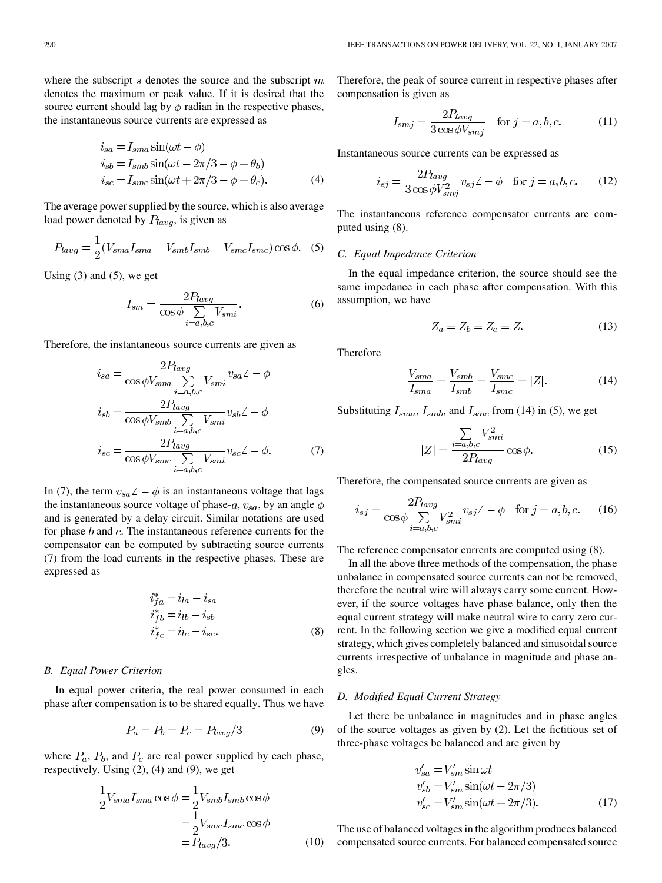where the subscript $s$ denotes the source and the subscript $m$ denotes the maximum or peak value. If it is desired that the source current should lag by $\phi$ radian in the respective phases, the instantaneous source currents are expressed as

$$\begin{aligned} i_{sa} &= I_{sma}\sin(\omega t - \phi) \\ i_{sb} &= I_{smb}\sin(\omega t - 2\pi/3 - \phi + \theta_b) \\ i_{sc} &= I_{smc}\sin(\omega t + 2\pi/3 - \phi + \theta_c). \end{aligned} \tag{4}$$

The average power supplied by the source, which is also average load power denoted by $P_{lavg}$, is given as

$$P_{lavg} = \frac{1}{2}(V_{sma}I_{sma} + V_{smb}I_{smb} + V_{smc}I_{smc})\cos\phi. \tag{5}$$

Using (3) and (5), we get

$$I_{sm} = \frac{2P_{lavg}}{\cos\phi \sum_{i=a,b,c} V_{smi}}. \tag{6}$$

Therefore, the instantaneous source currents are given as

$$\begin{aligned} i_{sa} &= \frac{2P_{lavg}}{\cos\phi V_{sma} \sum_{i=a,b,c} V_{smi}} v_{sa}\angle -\phi \\ i_{sb} &= \frac{2P_{lavg}}{\cos\phi V_{smb} \sum_{i=a,b,c} V_{smi}} v_{sb}\angle -\phi \\ i_{sc} &= \frac{2P_{lavg}}{\cos\phi V_{smc} \sum_{i=a,b,c} V_{smi}} v_{sc}\angle -\phi. \end{aligned} \tag{7}$$

In (7), the term $v_{sa}\angle -\phi$ is an instantaneous voltage that lags the instantaneous source voltage of phase-$a$, $v_{sa}$, by an angle $\phi$ and is generated by a delay circuit. Similar notations are used for phase $b$ and $c$. The instantaneous reference currents for the compensator can be computed by subtracting source currents (7) from the load currents in the respective phases. These are expressed as

$$\begin{aligned} i_{fa}^{*} &= i_{la} - i_{sa} \\ i_{fb}^{*} &= i_{lb} - i_{sb} \\ i_{fc}^{*} &= i_{lc} - i_{sc}. \end{aligned} \tag{8}$$

### B. Equal Power Criterion

In equal power criteria, the real power consumed in each phase after compensation is to be shared equally. Thus we have

$$P_a = P_b = P_c = P_{lavg}/3 \tag{9}$$

where $P_a$, $P_b$, and $P_c$ are real power supplied by each phase, respectively. Using (2), (4) and (9), we get

$$\begin{aligned} \frac{1}{2}V_{sma}I_{sma}\cos\phi &= \frac{1}{2}V_{smb}I_{smb}\cos\phi \\ &= \frac{1}{2}V_{smc}I_{smc}\cos\phi \\ &= P_{lavg}/3. \end{aligned} \tag{10}$$

Therefore, the peak of source current in respective phases after compensation is given as

$$I_{smj} = \frac{2P_{lavg}}{3\cos\phi V_{smj}} \quad \text{for } j = a, b, c. \tag{11}$$

Instantaneous source currents can be expressed as

$$i_{sj} = \frac{2P_{lavg}}{3\cos\phi V_{smj}^2} v_{sj}\angle -\phi \quad \text{for } j = a, b, c. \tag{12}$$

The instantaneous reference compensator currents are computed using (8).

### C. Equal Impedance Criterion

In the equal impedance criterion, the source should see the same impedance in each phase after compensation. With this assumption, we have

$$Z_a = Z_b = Z_c = Z. \tag{13}$$

Therefore

$$\frac{V_{sma}}{I_{sma}} = \frac{V_{smb}}{I_{smb}} = \frac{V_{smc}}{I_{smc}} = |Z|. \tag{14}$$

Substituting $I_{sma}$, $I_{smb}$, and $I_{smc}$ from (14) in (5), we get

$$|Z| = \frac{\sum_{i=a,b,c} V_{smi}^2}{2P_{lavg}} \cos\phi. \tag{15}$$

Therefore, the compensated source currents are given as

$$i_{sj} = \frac{2P_{lavg}}{\cos\phi \sum_{i=a,b,c} V_{smi}^2} v_{sj}\angle -\phi \quad \text{for } j = a, b, c. \tag{16}$$

The reference compensator currents are computed using (8).

In all the above three methods of the compensation, the phase unbalance in compensated source currents can not be removed, therefore the neutral wire will always carry some current. However, if the source voltages have phase balance, only then the equal current strategy will make neutral wire to carry zero current. In the following section we give a modified equal current strategy, which gives completely balanced and sinusoidal source currents irrespective of unbalance in magnitude and phase angles.

### D. Modified Equal Current Strategy

Let there be unbalance in magnitudes and in phase angles of the source voltages as given by (2). Let the fictitious set of three-phase voltages be balanced and are given by

$$\begin{aligned} v'_{sa} &= V'_{sm}\sin\omega t \\ v'_{sb} &= V'_{sm}\sin(\omega t - 2\pi/3) \\ v'_{sc} &= V'_{sm}\sin(\omega t + 2\pi/3). \end{aligned} \tag{17}$$

The use of balanced voltages in the algorithm produces balanced compensated source currents. For balanced compensated source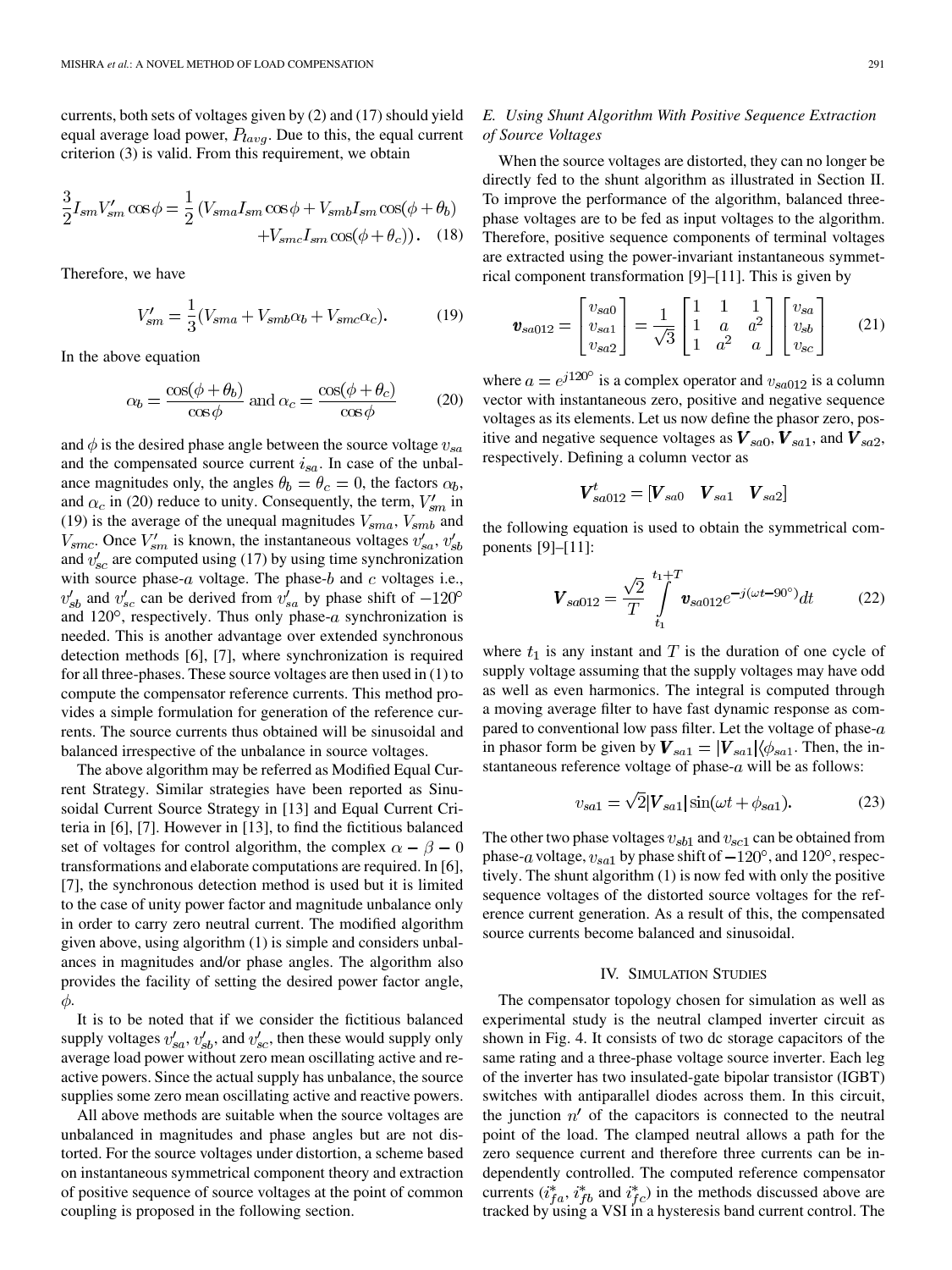currents, both sets of voltages given by (2) and (17) should yield equal average load power, $P_{lavg}$. Due to this, the equal current criterion (3) is valid. From this requirement, we obtain

$$\frac{3}{2}I_{sm}V'_{sm}\cos\phi = \frac{1}{2}\left(V_{sma}I_{sm}\cos\phi + V_{smb}I_{sm}\cos(\phi+\theta_b) + V_{smc}I_{sm}\cos(\phi+\theta_c)\right). \quad (18)$$

Therefore, we have

$$V'_{sm} = \frac{1}{3}(V_{sma} + V_{smb}\alpha_b + V_{smc}\alpha_c). \quad (19)$$

In the above equation

$$\alpha_b = \frac{\cos(\phi+\theta_b)}{\cos\phi} \text{ and } \alpha_c = \frac{\cos(\phi+\theta_c)}{\cos\phi} \quad (20)$$

and $\phi$ is the desired phase angle between the source voltage $v_{sa}$ and the compensated source current $i_{sa}$. In case of the unbalance magnitudes only, the angles $\theta_b = \theta_c = 0$, the factors $\alpha_b$, and $\alpha_c$ in (20) reduce to unity. Consequently, the term, $V'_{sm}$ in (19) is the average of the unequal magnitudes $V_{sma}$, $V_{smb}$ and $V_{smc}$. Once $V'_{sm}$ is known, the instantaneous voltages $v'_{sa}$, $v'_{sb}$ and $v'_{sc}$ are computed using (17) by using time synchronization with source phase-$a$ voltage. The phase-$b$ and $c$ voltages i.e., $v'_{sb}$ and $v'_{sc}$ can be derived from $v'_{sa}$ by phase shift of $-120^\circ$ and $120^\circ$, respectively. Thus only phase-$a$ synchronization is needed. This is another advantage over extended synchronous detection methods [6], [7], where synchronization is required for all three-phases. These source voltages are then used in (1) to compute the compensator reference currents. This method provides a simple formulation for generation of the reference currents. The source currents thus obtained will be sinusoidal and balanced irrespective of the unbalance in source voltages.

The above algorithm may be referred as Modified Equal Current Strategy. Similar strategies have been reported as Sinusoidal Current Source Strategy in [13] and Equal Current Criteria in [6], [7]. However in [13], to find the fictitious balanced set of voltages for control algorithm, the complex $\alpha - \beta - 0$ transformations and elaborate computations are required. In [6], [7], the synchronous detection method is used but it is limited to the case of unity power factor and magnitude unbalance only in order to carry zero neutral current. The modified algorithm given above, using algorithm (1) is simple and considers unbalances in magnitudes and/or phase angles. The algorithm also provides the facility of setting the desired power factor angle, $\phi$.

It is to be noted that if we consider the fictitious balanced supply voltages $v'_{sa}$, $v'_{sb}$, and $v'_{sc}$, then these would supply only average load power without zero mean oscillating active and reactive powers. Since the actual supply has unbalance, the source supplies some zero mean oscillating active and reactive powers.

All above methods are suitable when the source voltages are unbalanced in magnitudes and phase angles but are not distorted. For the source voltages under distortion, a scheme based on instantaneous symmetrical component theory and extraction of positive sequence of source voltages at the point of common coupling is proposed in the following section.

### *E. Using Shunt Algorithm With Positive Sequence Extraction of Source Voltages*

When the source voltages are distorted, they can no longer be directly fed to the shunt algorithm as illustrated in Section II. To improve the performance of the algorithm, balanced three-phase voltages are to be fed as input voltages to the algorithm. Therefore, positive sequence components of terminal voltages are extracted using the power-invariant instantaneous symmetrical component transformation [9]–[11]. This is given by

$$\boldsymbol{v}_{sa012} = \begin{bmatrix} v_{sa0} \\ v_{sa1} \\ v_{sa2} \end{bmatrix} = \frac{1}{\sqrt{3}}\begin{bmatrix} 1 & 1 & 1 \\ 1 & a & a^2 \\ 1 & a^2 & a \end{bmatrix}\begin{bmatrix} v_{sa} \\ v_{sb} \\ v_{sc} \end{bmatrix} \quad (21)$$

where $a = e^{j120^\circ}$ is a complex operator and $v_{sa012}$ is a column vector with instantaneous zero, positive and negative sequence voltages as its elements. Let us now define the phasor zero, positive and negative sequence voltages as $\boldsymbol{V}_{sa0}$, $\boldsymbol{V}_{sa1}$, and $\boldsymbol{V}_{sa2}$, respectively. Defining a column vector as

$$\boldsymbol{V}^t_{sa012} = [\boldsymbol{V}_{sa0} \quad \boldsymbol{V}_{sa1} \quad \boldsymbol{V}_{sa2}]$$

the following equation is used to obtain the symmetrical components [9]–[11]:

$$\boldsymbol{V}_{sa012} = \frac{\sqrt{2}}{T}\int_{t_1}^{t_1+T} \boldsymbol{v}_{sa012}e^{-j(\omega t - 90^\circ)}dt \quad (22)$$

where $t_1$ is any instant and $T$ is the duration of one cycle of supply voltage assuming that the supply voltages may have odd as well as even harmonics. The integral is computed through a moving average filter to have fast dynamic response as compared to conventional low pass filter. Let the voltage of phase-$a$ in phasor form be given by $\boldsymbol{V}_{sa1} = |\boldsymbol{V}_{sa1}|\angle\phi_{sa1}$. Then, the instantaneous reference voltage of phase-$a$ will be as follows:

$$v_{sa1} = \sqrt{2}|\boldsymbol{V}_{sa1}|\sin(\omega t + \phi_{sa1}). \quad (23)$$

The other two phase voltages $v_{sb1}$ and $v_{sc1}$ can be obtained from phase-$a$ voltage, $v_{sa1}$ by phase shift of $-120^\circ$, and $120^\circ$, respectively. The shunt algorithm (1) is now fed with only the positive sequence voltages of the distorted source voltages for the reference current generation. As a result of this, the compensated source currents become balanced and sinusoidal.

## IV. Simulation Studies

The compensator topology chosen for simulation as well as experimental study is the neutral clamped inverter circuit as shown in Fig. 4. It consists of two dc storage capacitors of the same rating and a three-phase voltage source inverter. Each leg of the inverter has two insulated-gate bipolar transistor (IGBT) switches with antiparallel diodes across them. In this circuit, the junction $n'$ of the capacitors is connected to the neutral point of the load. The clamped neutral allows a path for the zero sequence current and therefore three currents can be independently controlled. The computed reference compensator currents ($i^*_{fa}$, $i^*_{fb}$ and $i^*_{fc}$) in the methods discussed above are tracked by using a VSI in a hysteresis band current control. The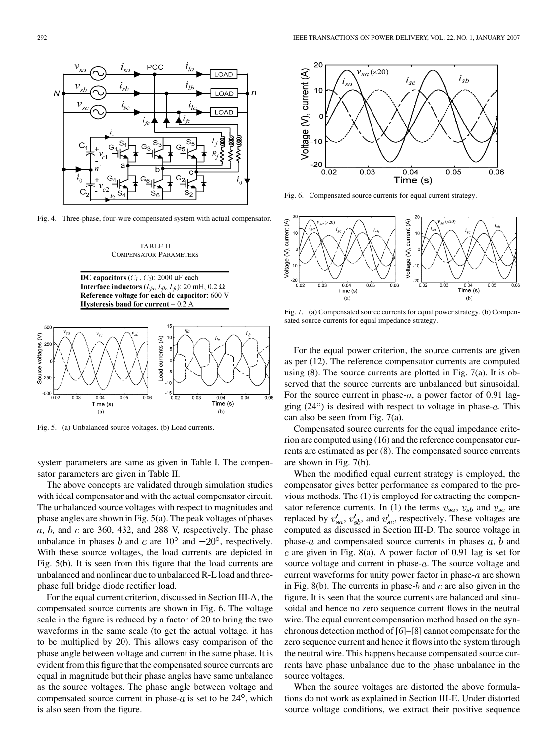Fig. 4. Three-phase, four-wire compensated system with actual compensator.

TABLE II
COMPENSATOR PARAMETERS

| |
|---|
| **DC capacitors** ($C_1$, $C_2$): 2000 μF each |
| **Interface inductors** ($L_{fa}$, $L_{fb}$, $L_{fc}$): 20 mH, 0.2 Ω |
| **Reference voltage for each dc capacitor**: 600 V |
| **Hysteresis band for current** = 0.2 A |

Fig. 5. (a) Unbalanced source voltages. (b) Load currents.

system parameters are same as given in Table I. The compensator parameters are given in Table II.

The above concepts are validated through simulation studies with ideal compensator and with the actual compensator circuit. The unbalanced source voltages with respect to magnitudes and phase angles are shown in Fig. 5(a). The peak voltages of phases $a$, $b$, and $c$ are 360, 432, and 288 V, respectively. The phase unbalance in phases $b$ and $c$ are $10^\circ$ and $-20^\circ$, respectively. With these source voltages, the load currents are depicted in Fig. 5(b). It is seen from this figure that the load currents are unbalanced and nonlinear due to unbalanced R-L load and three-phase full bridge diode rectifier load.

For the equal current criterion, discussed in Section III-A, the compensated source currents are shown in Fig. 6. The voltage scale in the figure is reduced by a factor of 20 to bring the two waveforms in the same scale (to get the actual voltage, it has to be multiplied by 20). This allows easy comparison of the phase angle between voltage and current in the same phase. It is evident from this figure that the compensated source currents are equal in magnitude but their phase angles have same unbalance as the source voltages. The phase angle between voltage and compensated source current in phase-$a$ is set to be $24^\circ$, which is also seen from the figure.

Fig. 6. Compensated source currents for equal current strategy.

Fig. 7. (a) Compensated source currents for equal power strategy. (b) Compensated source currents for equal impedance strategy.

For the equal power criterion, the source currents are given as per (12). The reference compensator currents are computed using (8). The source currents are plotted in Fig. 7(a). It is observed that the source currents are unbalanced but sinusoidal. For the source current in phase-$a$, a power factor of 0.91 lagging ($24^\circ$) is desired with respect to voltage in phase-$a$. This can also be seen from Fig. 7(a).

Compensated source currents for the equal impedance criterion are computed using (16) and the reference compensator currents are estimated as per (8). The compensated source currents are shown in Fig. 7(b).

When the modified equal current strategy is employed, the compensator gives better performance as compared to the previous methods. The (1) is employed for extracting the compensator reference currents. In (1) the terms $v_{sa}$, $v_{sb}$ and $v_{sc}$ are replaced by $v'_{sa}$, $v'_{sb}$, and $v'_{sc}$, respectively. These voltages are computed as discussed in Section III-D. The source voltage in phase-$a$ and compensated source currents in phases $a$, $b$ and $c$ are given in Fig. 8(a). A power factor of 0.91 lag is set for source voltage and current in phase-$a$. The source voltage and current waveforms for unity power factor in phase-$a$ are shown in Fig. 8(b). The currents in phase-$b$ and $c$ are also given in the figure. It is seen that the source currents are balanced and sinusoidal and hence no zero sequence current flows in the neutral wire. The equal current compensation method based on the synchronous detection method of [6]–[8] cannot compensate for the zero sequence current and hence it flows into the system through the neutral wire. This happens because compensated source currents have phase unbalance due to the phase unbalance in the source voltages.

When the source voltages are distorted the above formulations do not work as explained in Section III-E. Under distorted source voltage conditions, we extract their positive sequence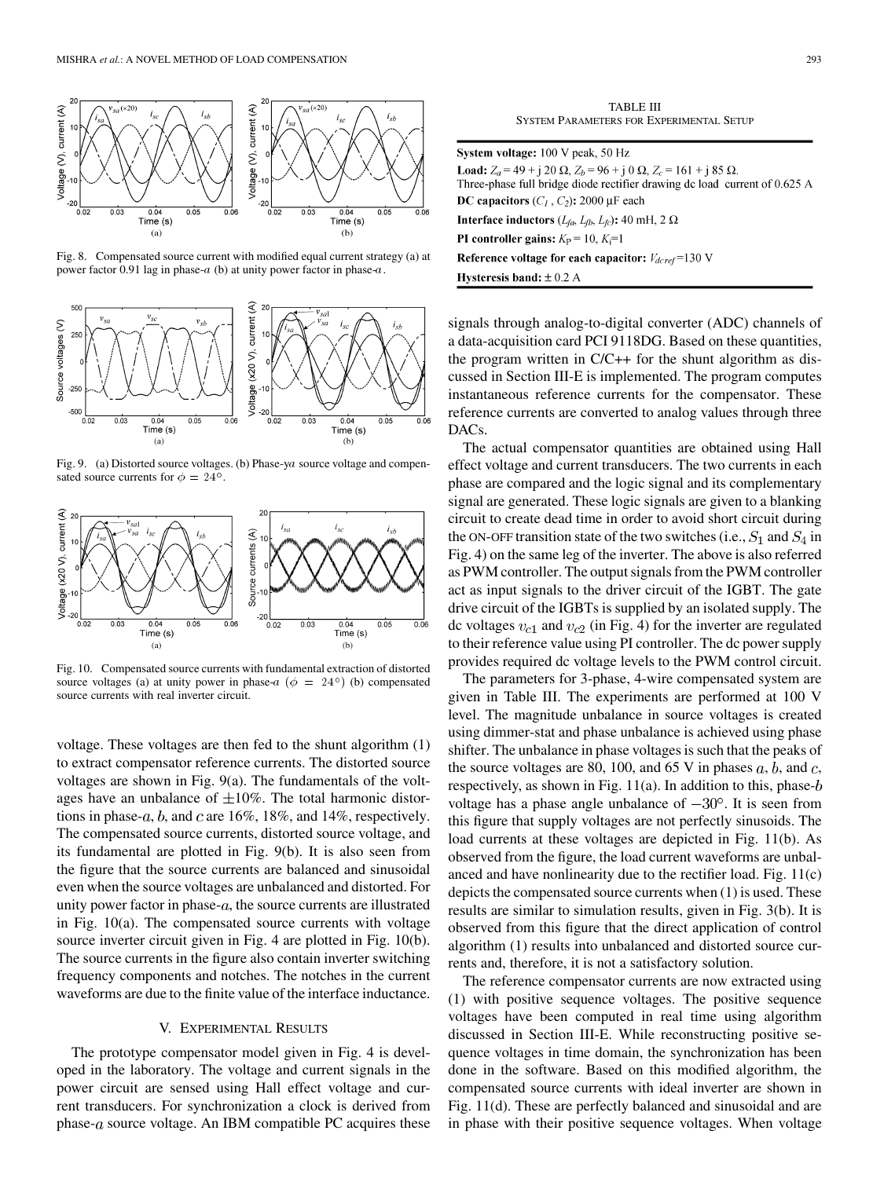Fig. 8. Compensated source current with modified equal current strategy (a) at power factor 0.91 lag in phase-$a$ (b) at unity power factor in phase-$a$.

Fig. 9. (a) Distorted source voltages. (b) Phase-y$a$ source voltage and compensated source currents for $\phi = 24°$.

Fig. 10. Compensated source currents with fundamental extraction of distorted source voltages (a) at unity power in phase-$a$ $(\phi = 24°)$ (b) compensated source currents with real inverter circuit.

voltage. These voltages are then fed to the shunt algorithm (1) to extract compensator reference currents. The distorted source voltages are shown in Fig. 9(a). The fundamentals of the voltages have an unbalance of $\pm 10\%$. The total harmonic distortions in phase-$a$, $b$, and $c$ are 16%, 18%, and 14%, respectively. The compensated source currents, distorted source voltage, and its fundamental are plotted in Fig. 9(b). It is also seen from the figure that the source currents are balanced and sinusoidal even when the source voltages are unbalanced and distorted. For unity power factor in phase-$a$, the source currents are illustrated in Fig. 10(a). The compensated source currents with voltage source inverter circuit given in Fig. 4 are plotted in Fig. 10(b). The source currents in the figure also contain inverter switching frequency components and notches. The notches in the current waveforms are due to the finite value of the interface inductance.

## V. Experimental Results

The prototype compensator model given in Fig. 4 is developed in the laboratory. The voltage and current signals in the power circuit are sensed using Hall effect voltage and current transducers. For synchronization a clock is derived from phase-$a$ source voltage. An IBM compatible PC acquires these

TABLE III
System Parameters for Experimental Setup

| |
|---|
| **System voltage:** 100 V peak, 50 Hz |
| **Load:** $Z_a = 49 + j\,20\ \Omega$, $Z_b = 96 + j\,0\ \Omega$, $Z_c = 161 + j\,85\ \Omega$. Three-phase full bridge diode rectifier drawing dc load current of 0.625 A |
| **DC capacitors** ($C_1$, $C_2$): 2000 µF each |
| **Interface inductors** ($L_{fa}$, $L_{fb}$, $L_{fc}$): 40 mH, 2 Ω |
| **PI controller gains:** $K_P = 10$, $K_i = 1$ |
| **Reference voltage for each capacitor:** $V_{dcref} = 130$ V |
| **Hysteresis band:** ± 0.2 A |

signals through analog-to-digital converter (ADC) channels of a data-acquisition card PCI 9118DG. Based on these quantities, the program written in C/C++ for the shunt algorithm as discussed in Section III-E is implemented. The program computes instantaneous reference currents for the compensator. These reference currents are converted to analog values through three DACs.

The actual compensator quantities are obtained using Hall effect voltage and current transducers. The two currents in each phase are compared and the logic signal and its complementary signal are generated. These logic signals are given to a blanking circuit to create dead time in order to avoid short circuit during the ON-OFF transition state of the two switches (i.e., $S_1$ and $S_4$ in Fig. 4) on the same leg of the inverter. The above is also referred as PWM controller. The output signals from the PWM controller act as input signals to the driver circuit of the IGBT. The gate drive circuit of the IGBTs is supplied by an isolated supply. The dc voltages $v_{c1}$ and $v_{c2}$ (in Fig. 4) for the inverter are regulated to their reference value using PI controller. The dc power supply provides required dc voltage levels to the PWM control circuit.

The parameters for 3-phase, 4-wire compensated system are given in Table III. The experiments are performed at 100 V level. The magnitude unbalance in source voltages is created using dimmer-stat and phase unbalance is achieved using phase shifter. The unbalance in phase voltages is such that the peaks of the source voltages are 80, 100, and 65 V in phases $a$, $b$, and $c$, respectively, as shown in Fig. 11(a). In addition to this, phase-$b$ voltage has a phase angle unbalance of $-30°$. It is seen from this figure that supply voltages are not perfectly sinusoids. The load currents at these voltages are depicted in Fig. 11(b). As observed from the figure, the load current waveforms are unbalanced and have nonlinearity due to the rectifier load. Fig. 11(c) depicts the compensated source currents when (1) is used. These results are similar to simulation results, given in Fig. 3(b). It is observed from this figure that the direct application of control algorithm (1) results into unbalanced and distorted source currents and, therefore, it is not a satisfactory solution.

The reference compensator currents are now extracted using (1) with positive sequence voltages. The positive sequence voltages have been computed in real time using algorithm discussed in Section III-E. While reconstructing positive sequence voltages in time domain, the synchronization has been done in the software. Based on this modified algorithm, the compensated source currents with ideal inverter are shown in Fig. 11(d). These are perfectly balanced and sinusoidal and are in phase with their positive sequence voltages. When voltage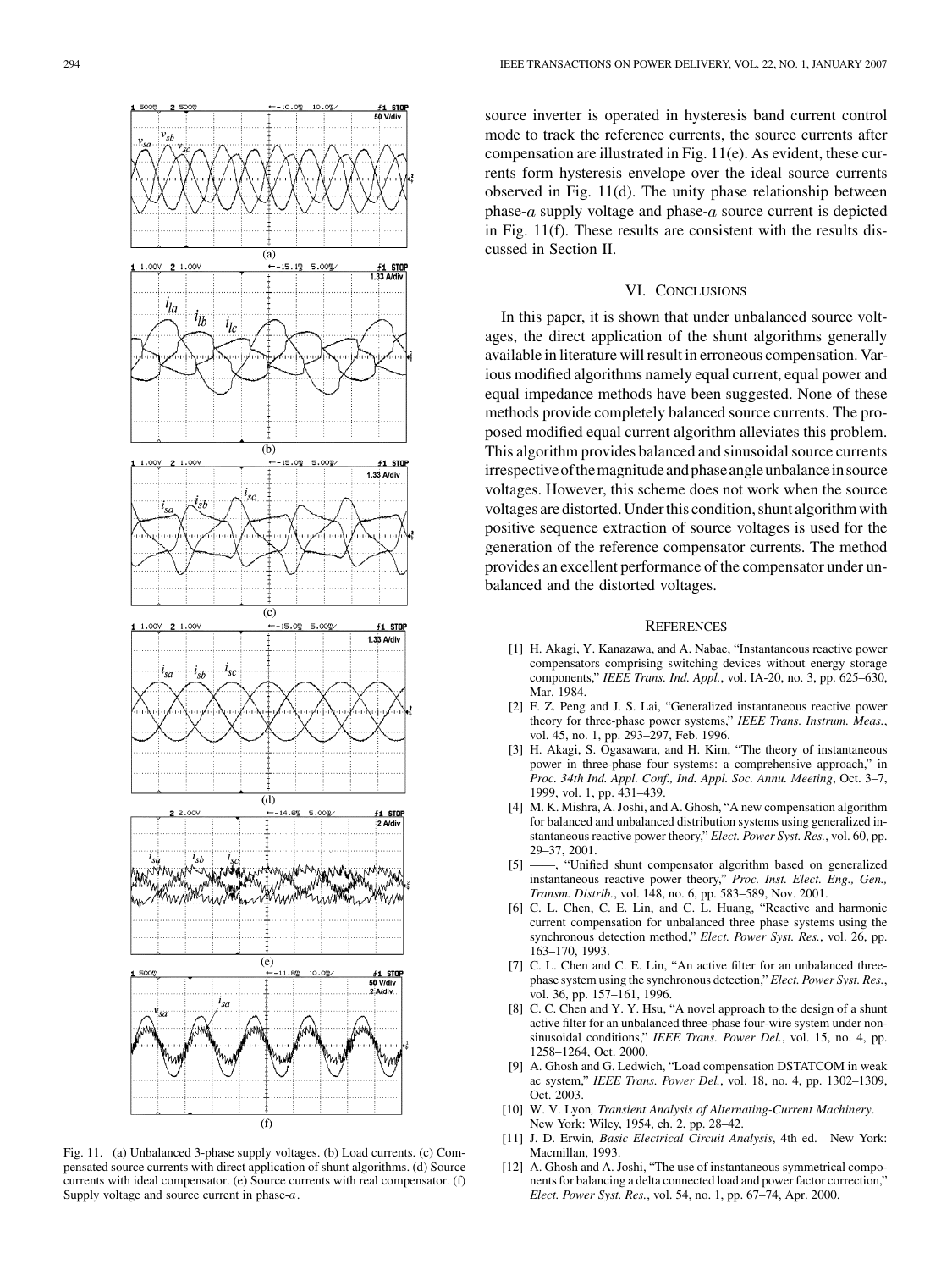source inverter is operated in hysteresis band current control mode to track the reference currents, the source currents after compensation are illustrated in Fig. 11(e). As evident, these currents form hysteresis envelope over the ideal source currents observed in Fig. 11(d). The unity phase relationship between phase-$a$ supply voltage and phase-$a$ source current is depicted in Fig. 11(f). These results are consistent with the results discussed in Section II.

## VI. Conclusions

In this paper, it is shown that under unbalanced source voltages, the direct application of the shunt algorithms generally available in literature will result in erroneous compensation. Various modified algorithms namely equal current, equal power and equal impedance methods have been suggested. None of these methods provide completely balanced source currents. The proposed modified equal current algorithm alleviates this problem. This algorithm provides balanced and sinusoidal source currents irrespective of the magnitude and phase angle unbalance in source voltages. However, this scheme does not work when the source voltages are distorted. Under this condition, shunt algorithm with positive sequence extraction of source voltages is used for the generation of the reference compensator currents. The method provides an excellent performance of the compensator under unbalanced and the distorted voltages.

Fig. 11. (a) Unbalanced 3-phase supply voltages. (b) Load currents. (c) Compensated source currents with direct application of shunt algorithms. (d) Source currents with ideal compensator. (e) Source currents with real compensator. (f) Supply voltage and source current in phase-$a$.

## References

[1] H. Akagi, Y. Kanazawa, and A. Nabae, "Instantaneous reactive power compensators comprising switching devices without energy storage components," *IEEE Trans. Ind. Appl.*, vol. IA-20, no. 3, pp. 625–630, Mar. 1984.

[2] F. Z. Peng and J. S. Lai, "Generalized instantaneous reactive power theory for three-phase power systems," *IEEE Trans. Instrum. Meas.*, vol. 45, no. 1, pp. 293–297, Feb. 1996.

[3] H. Akagi, S. Ogasawara, and H. Kim, "The theory of instantaneous power in three-phase four systems: a comprehensive approach," in *Proc. 34th Ind. Appl. Conf., Ind. Appl. Soc. Annu. Meeting*, Oct. 3–7, 1999, vol. 1, pp. 431–439.

[4] M. K. Mishra, A. Joshi, and A. Ghosh, "A new compensation algorithm for balanced and unbalanced distribution systems using generalized instantaneous reactive power theory," *Elect. Power Syst. Res.*, vol. 60, pp. 29–37, 2001.

[5] ——, "Unified shunt compensator algorithm based on generalized instantaneous reactive power theory," *Proc. Inst. Elect. Eng., Gen., Transm. Distrib.*, vol. 148, no. 6, pp. 583–589, Nov. 2001.

[6] C. L. Chen, C. E. Lin, and C. L. Huang, "Reactive and harmonic current compensation for unbalanced three phase systems using the synchronous detection method," *Elect. Power Syst. Res.*, vol. 26, pp. 163–170, 1993.

[7] C. L. Chen and C. E. Lin, "An active filter for an unbalanced three-phase system using the synchronous detection," *Elect. Power Syst. Res.*, vol. 36, pp. 157–161, 1996.

[8] C. C. Chen and Y. Y. Hsu, "A novel approach to the design of a shunt active filter for an unbalanced three-phase four-wire system under non-sinusoidal conditions," *IEEE Trans. Power Del.*, vol. 15, no. 4, pp. 1258–1264, Oct. 2000.

[9] A. Ghosh and G. Ledwich, "Load compensation DSTATCOM in weak ac system," *IEEE Trans. Power Del.*, vol. 18, no. 4, pp. 1302–1309, Oct. 2003.

[10] W. V. Lyon, *Transient Analysis of Alternating-Current Machinery*. New York: Wiley, 1954, ch. 2, pp. 28–42.

[11] J. D. Erwin, *Basic Electrical Circuit Analysis*, 4th ed. New York: Macmillan, 1993.

[12] A. Ghosh and A. Joshi, "The use of instantaneous symmetrical components for balancing a delta connected load and power factor correction," *Elect. Power Syst. Res.*, vol. 54, no. 1, pp. 67–74, Apr. 2000.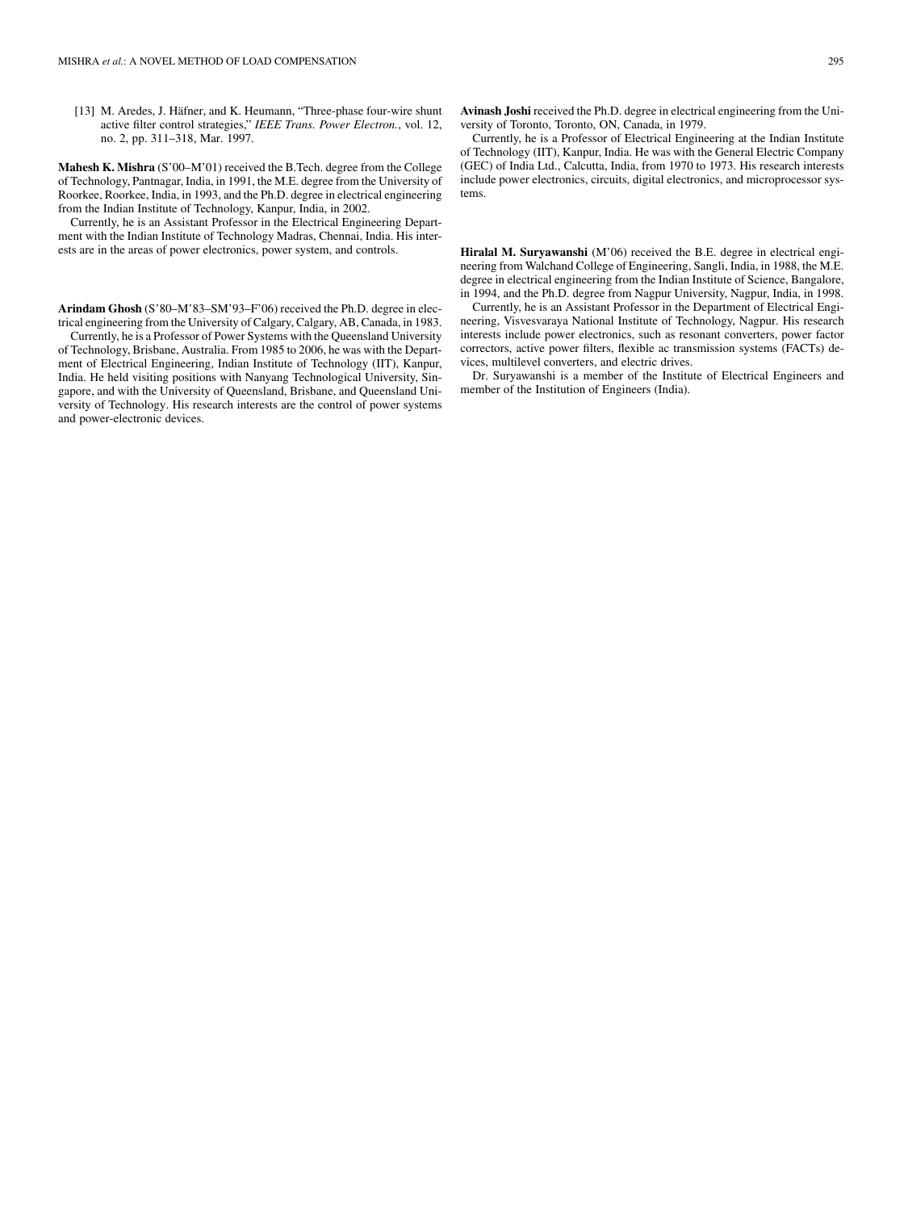[13] M. Aredes, J. Häfner, and K. Heumann, "Three-phase four-wire shunt active filter control strategies," *IEEE Trans. Power Electron.*, vol. 12, no. 2, pp. 311–318, Mar. 1997.

**Mahesh K. Mishra** (S'00–M'01) received the B.Tech. degree from the College of Technology, Pantnagar, India, in 1991, the M.E. degree from the University of Roorkee, Roorkee, India, in 1993, and the Ph.D. degree in electrical engineering from the Indian Institute of Technology, Kanpur, India, in 2002.

Currently, he is an Assistant Professor in the Electrical Engineering Department with the Indian Institute of Technology Madras, Chennai, India. His interests are in the areas of power electronics, power system, and controls.

**Arindam Ghosh** (S'80–M'83–SM'93–F'06) received the Ph.D. degree in electrical engineering from the University of Calgary, Calgary, AB, Canada, in 1983.

Currently, he is a Professor of Power Systems with the Queensland University of Technology, Brisbane, Australia. From 1985 to 2006, he was with the Department of Electrical Engineering, Indian Institute of Technology (IIT), Kanpur, India. He held visiting positions with Nanyang Technological University, Singapore, and with the University of Queensland, Brisbane, and Queensland University of Technology. His research interests are the control of power systems and power-electronic devices.

**Avinash Joshi** received the Ph.D. degree in electrical engineering from the University of Toronto, Toronto, ON, Canada, in 1979.

Currently, he is a Professor of Electrical Engineering at the Indian Institute of Technology (IIT), Kanpur, India. He was with the General Electric Company (GEC) of India Ltd., Calcutta, India, from 1970 to 1973. His research interests include power electronics, circuits, digital electronics, and microprocessor systems.

**Hiralal M. Suryawanshi** (M'06) received the B.E. degree in electrical engineering from Walchand College of Engineering, Sangli, India, in 1988, the M.E. degree in electrical engineering from the Indian Institute of Science, Bangalore, in 1994, and the Ph.D. degree from Nagpur University, Nagpur, India, in 1998.

Currently, he is an Assistant Professor in the Department of Electrical Engineering, Visvesvaraya National Institute of Technology, Nagpur. His research interests include power electronics, such as resonant converters, power factor correctors, active power filters, flexible ac transmission systems (FACTs) devices, multilevel converters, and electric drives.

Dr. Suryawanshi is a member of the Institute of Electrical Engineers and member of the Institution of Engineers (India).